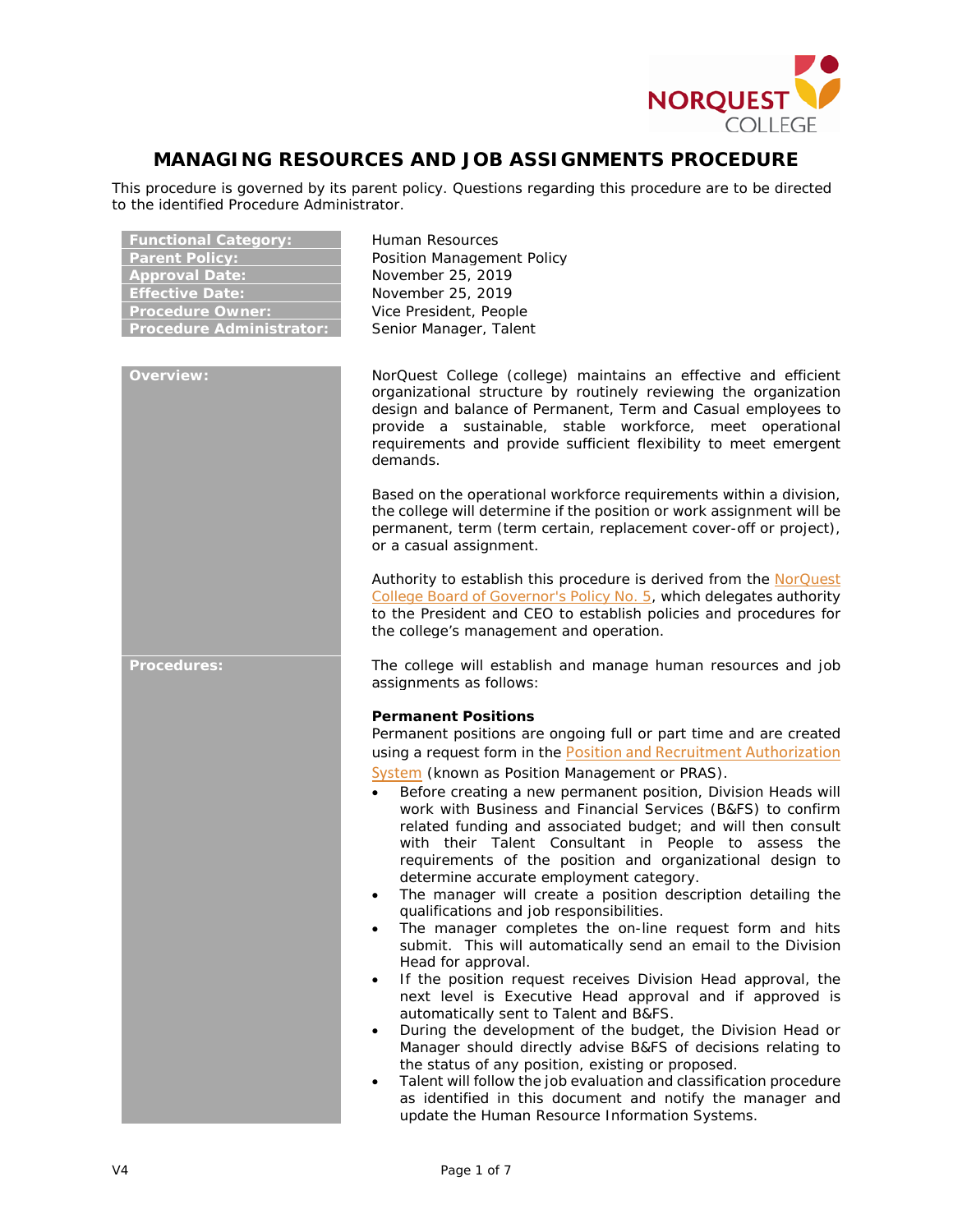# MANAGING RESOURCES AND JOB ASSIGNMENTS PROCEDURE

This procedure is governed by its parent policy. Questions regarding this procedure are to be directed to the identified Procedure Administrator.

| | |
|---|---|
| **Functional Category:** | Human Resources |
| **Parent Policy:** | Position Management Policy |
| **Approval Date:** | November 25, 2019 |
| **Effective Date:** | November 25, 2019 |
| **Procedure Owner:** | Vice President, People |
| **Procedure Administrator:** | Senior Manager, Talent |

## Overview:

NorQuest College (college) maintains an effective and efficient organizational structure by routinely reviewing the organization design and balance of Permanent, Term and Casual employees to provide a sustainable, stable workforce, meet operational requirements and provide sufficient flexibility to meet emergent demands.

Based on the operational workforce requirements within a division, the college will determine if the position or work assignment will be permanent, term (term certain, replacement cover-off or project), or a casual assignment.

Authority to establish this procedure is derived from the NorQuest College Board of Governor's Policy No. 5, which delegates authority to the President and CEO to establish policies and procedures for the college's management and operation.

## Procedures:

The college will establish and manage human resources and job assignments as follows:

**Permanent Positions**

Permanent positions are ongoing full or part time and are created using a request form in the Position and Recruitment Authorization System (known as Position Management or PRAS).

- Before creating a new permanent position, Division Heads will work with Business and Financial Services (B&FS) to confirm related funding and associated budget; and will then consult with their Talent Consultant in People to assess the requirements of the position and organizational design to determine accurate employment category.
- The manager will create a position description detailing the qualifications and job responsibilities.
- The manager completes the on-line request form and hits submit. This will automatically send an email to the Division Head for approval.
- If the position request receives Division Head approval, the next level is Executive Head approval and if approved is automatically sent to Talent and B&FS.
- During the development of the budget, the Division Head or Manager should directly advise B&FS of decisions relating to the status of any position, existing or proposed.
- Talent will follow the job evaluation and classification procedure as identified in this document and notify the manager and update the Human Resource Information Systems.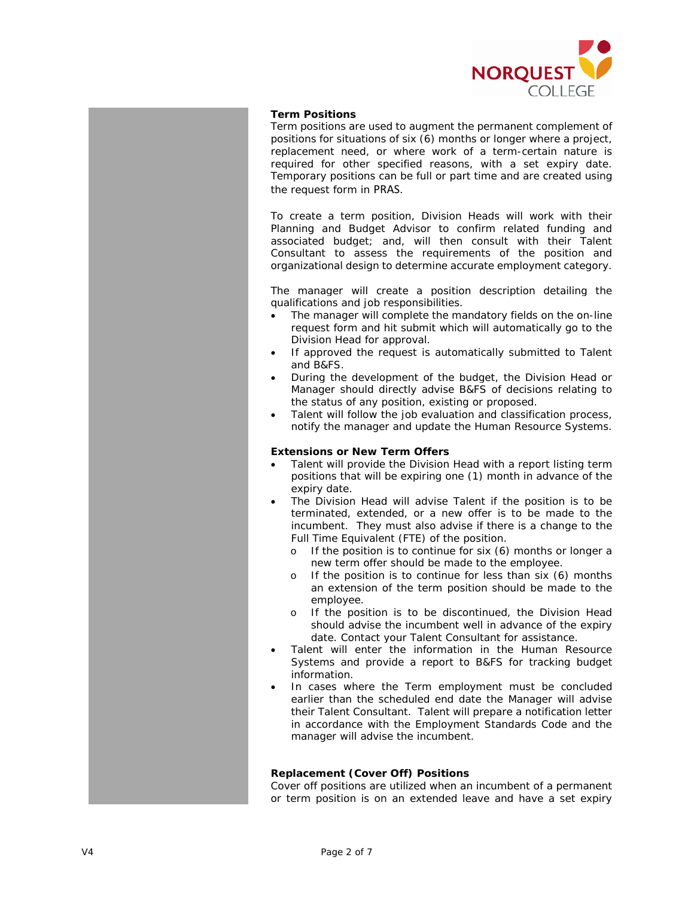**Term Positions**

Term positions are used to augment the permanent complement of positions for situations of six (6) months or longer where a project, replacement need, or where work of a term-certain nature is required for other specified reasons, with a set expiry date. Temporary positions can be full or part time and are created using the request form in PRAS.

To create a term position, Division Heads will work with their Planning and Budget Advisor to confirm related funding and associated budget; and, will then consult with their Talent Consultant to assess the requirements of the position and organizational design to determine accurate employment category.

The manager will create a position description detailing the qualifications and job responsibilities.

- The manager will complete the mandatory fields on the on-line request form and hit submit which will automatically go to the Division Head for approval.
- If approved the request is automatically submitted to Talent and B&FS.
- During the development of the budget, the Division Head or Manager should directly advise B&FS of decisions relating to the status of any position, existing or proposed.
- Talent will follow the job evaluation and classification process, notify the manager and update the Human Resource Systems.

**Extensions or New Term Offers**

- Talent will provide the Division Head with a report listing term positions that will be expiring one (1) month in advance of the expiry date.
- The Division Head will advise Talent if the position is to be terminated, extended, or a new offer is to be made to the incumbent. They must also advise if there is a change to the Full Time Equivalent (FTE) of the position.
  - If the position is to continue for six (6) months or longer a new term offer should be made to the employee.
  - If the position is to continue for less than six (6) months an extension of the term position should be made to the employee.
  - If the position is to be discontinued, the Division Head should advise the incumbent well in advance of the expiry date. Contact your Talent Consultant for assistance.
- Talent will enter the information in the Human Resource Systems and provide a report to B&FS for tracking budget information.
- In cases where the Term employment must be concluded earlier than the scheduled end date the Manager will advise their Talent Consultant. Talent will prepare a notification letter in accordance with the Employment Standards Code and the manager will advise the incumbent.

**Replacement (Cover Off) Positions**

Cover off positions are utilized when an incumbent of a permanent or term position is on an extended leave and have a set expiry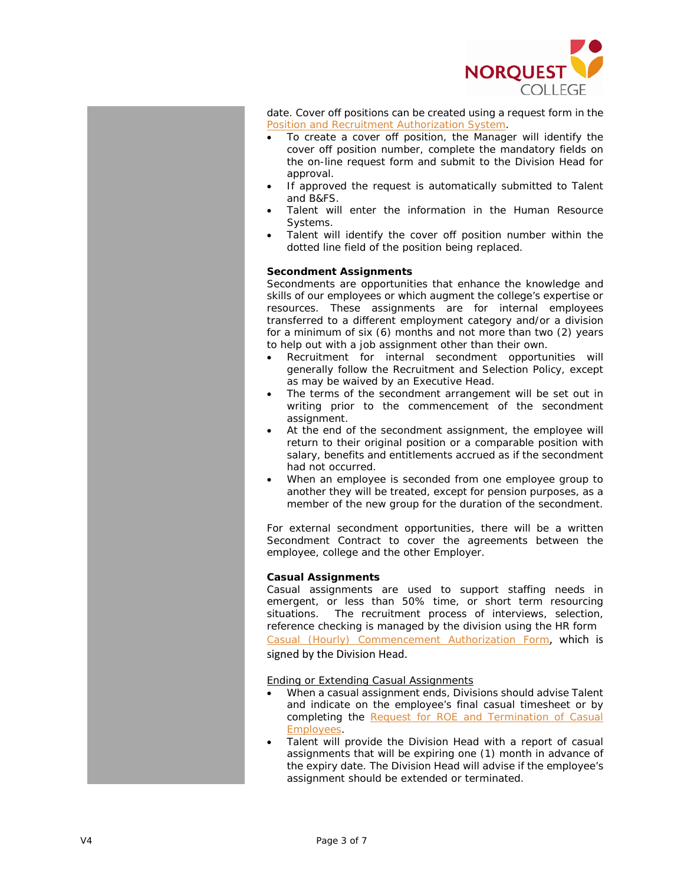date. Cover off positions can be created using a request form in the Position and Recruitment Authorization System.

- To create a cover off position, the Manager will identify the cover off position number, complete the mandatory fields on the on-line request form and submit to the Division Head for approval.
- If approved the request is automatically submitted to Talent and B&FS.
- Talent will enter the information in the Human Resource Systems.
- Talent will identify the cover off position number within the dotted line field of the position being replaced.

**Secondment Assignments**

Secondments are opportunities that enhance the knowledge and skills of our employees or which augment the college's expertise or resources. These assignments are for internal employees transferred to a different employment category and/or a division for a minimum of six (6) months and not more than two (2) years to help out with a job assignment other than their own.

- Recruitment for internal secondment opportunities will generally follow the Recruitment and Selection Policy, except as may be waived by an Executive Head.
- The terms of the secondment arrangement will be set out in writing prior to the commencement of the secondment assignment.
- At the end of the secondment assignment, the employee will return to their original position or a comparable position with salary, benefits and entitlements accrued as if the secondment had not occurred.
- When an employee is seconded from one employee group to another they will be treated, except for pension purposes, as a member of the new group for the duration of the secondment.

For external secondment opportunities, there will be a written Secondment Contract to cover the agreements between the employee, college and the other Employer.

**Casual Assignments**

Casual assignments are used to support staffing needs in emergent, or less than 50% time, or short term resourcing situations. The recruitment process of interviews, selection, reference checking is managed by the division using the HR form Casual (Hourly) Commencement Authorization Form, which is signed by the Division Head.

Ending or Extending Casual Assignments

- When a casual assignment ends, Divisions should advise Talent and indicate on the employee's final casual timesheet or by completing the Request for ROE and Termination of Casual Employees.
- Talent will provide the Division Head with a report of casual assignments that will be expiring one (1) month in advance of the expiry date. The Division Head will advise if the employee's assignment should be extended or terminated.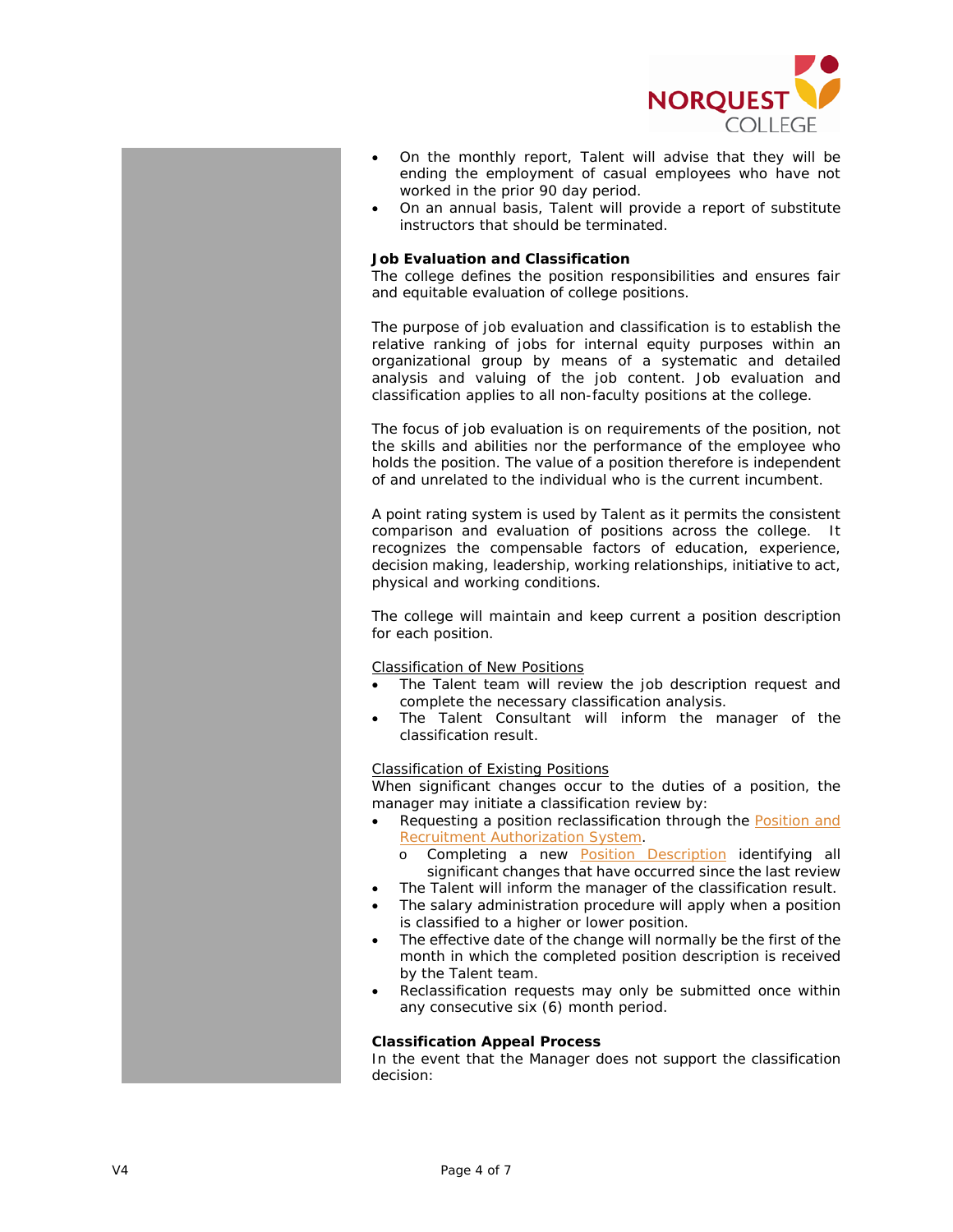- On the monthly report, Talent will advise that they will be ending the employment of casual employees who have not worked in the prior 90 day period.
- On an annual basis, Talent will provide a report of substitute instructors that should be terminated.

**Job Evaluation and Classification**

The college defines the position responsibilities and ensures fair and equitable evaluation of college positions.

The purpose of job evaluation and classification is to establish the relative ranking of jobs for internal equity purposes within an organizational group by means of a systematic and detailed analysis and valuing of the job content. Job evaluation and classification applies to all non-faculty positions at the college.

The focus of job evaluation is on requirements of the position, not the skills and abilities nor the performance of the employee who holds the position. The value of a position therefore is independent of and unrelated to the individual who is the current incumbent.

A point rating system is used by Talent as it permits the consistent comparison and evaluation of positions across the college. It recognizes the compensable factors of education, experience, decision making, leadership, working relationships, initiative to act, physical and working conditions.

The college will maintain and keep current a position description for each position.

<u>Classification of New Positions</u>

- The Talent team will review the job description request and complete the necessary classification analysis.
- The Talent Consultant will inform the manager of the classification result.

<u>Classification of Existing Positions</u>

When significant changes occur to the duties of a position, the manager may initiate a classification review by:

- Requesting a position reclassification through the Position and Recruitment Authorization System.
  - Completing a new Position Description identifying all significant changes that have occurred since the last review
- The Talent will inform the manager of the classification result.
- The salary administration procedure will apply when a position is classified to a higher or lower position.
- The effective date of the change will normally be the first of the month in which the completed position description is received by the Talent team.
- Reclassification requests may only be submitted once within any consecutive six (6) month period.

**Classification Appeal Process**

In the event that the Manager does not support the classification decision: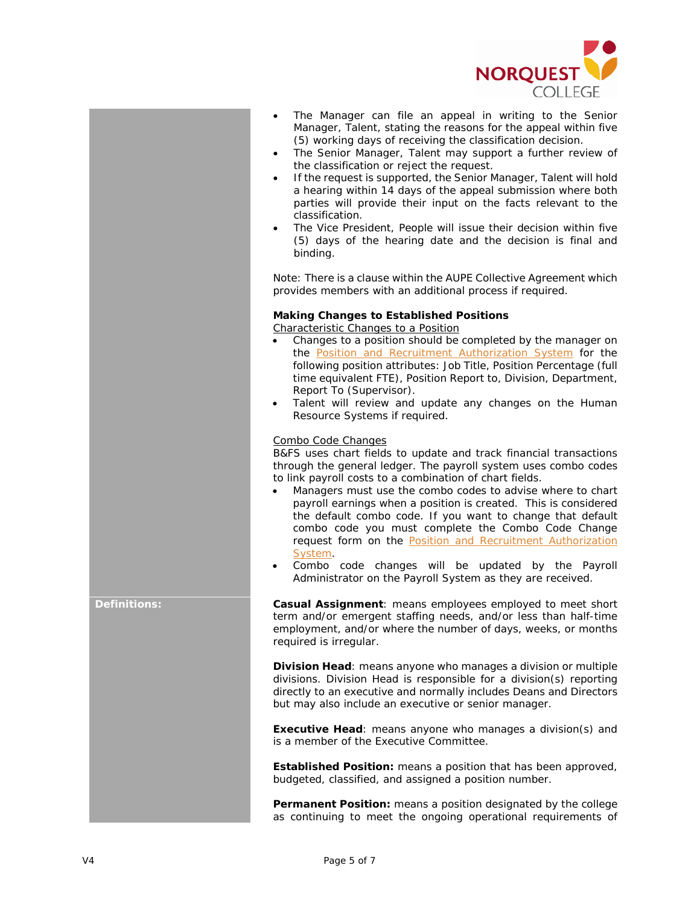- The Manager can file an appeal in writing to the Senior Manager, Talent, stating the reasons for the appeal within five (5) working days of receiving the classification decision.
- The Senior Manager, Talent may support a further review of the classification or reject the request.
- If the request is supported, the Senior Manager, Talent will hold a hearing within 14 days of the appeal submission where both parties will provide their input on the facts relevant to the classification.
- The Vice President, People will issue their decision within five (5) days of the hearing date and the decision is final and binding.

Note: There is a clause within the AUPE Collective Agreement which provides members with an additional process if required.

**Making Changes to Established Positions**

Characteristic Changes to a Position

- Changes to a position should be completed by the manager on the Position and Recruitment Authorization System for the following position attributes: Job Title, Position Percentage (full time equivalent FTE), Position Report to, Division, Department, Report To (Supervisor).
- Talent will review and update any changes on the Human Resource Systems if required.

Combo Code Changes

B&FS uses chart fields to update and track financial transactions through the general ledger. The payroll system uses combo codes to link payroll costs to a combination of chart fields.

- Managers must use the combo codes to advise where to chart payroll earnings when a position is created. This is considered the default combo code. If you want to change that default combo code you must complete the Combo Code Change request form on the Position and Recruitment Authorization System.
- Combo code changes will be updated by the Payroll Administrator on the Payroll System as they are received.

**Definitions:**

**Casual Assignment**: means employees employed to meet short term and/or emergent staffing needs, and/or less than half-time employment, and/or where the number of days, weeks, or months required is irregular.

**Division Head**: means anyone who manages a division or multiple divisions. Division Head is responsible for a division(s) reporting directly to an executive and normally includes Deans and Directors but may also include an executive or senior manager.

**Executive Head**: means anyone who manages a division(s) and is a member of the Executive Committee.

**Established Position:** means a position that has been approved, budgeted, classified, and assigned a position number.

**Permanent Position:** means a position designated by the college as continuing to meet the ongoing operational requirements of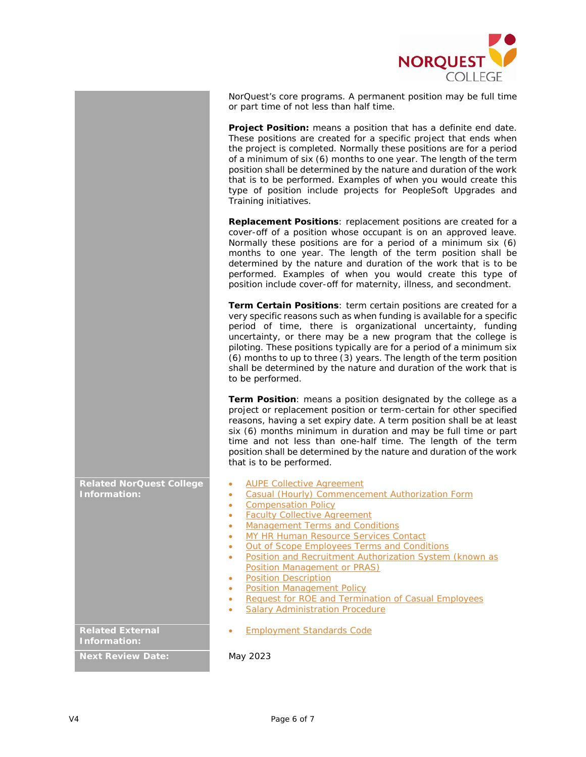NorQuest's core programs. A permanent position may be full time or part time of not less than half time.

**Project Position:** means a position that has a definite end date. These positions are created for a specific project that ends when the project is completed. Normally these positions are for a period of a minimum of six (6) months to one year. The length of the term position shall be determined by the nature and duration of the work that is to be performed. Examples of when you would create this type of position include projects for PeopleSoft Upgrades and Training initiatives.

**Replacement Positions**: replacement positions are created for a cover-off of a position whose occupant is on an approved leave. Normally these positions are for a period of a minimum six (6) months to one year. The length of the term position shall be determined by the nature and duration of the work that is to be performed. Examples of when you would create this type of position include cover-off for maternity, illness, and secondment.

**Term Certain Positions**: term certain positions are created for a very specific reasons such as when funding is available for a specific period of time, there is organizational uncertainty, funding uncertainty, or there may be a new program that the college is piloting. These positions typically are for a period of a minimum six (6) months to up to three (3) years. The length of the term position shall be determined by the nature and duration of the work that is to be performed.

**Term Position**: means a position designated by the college as a project or replacement position or term-certain for other specified reasons, having a set expiry date. A term position shall be at least six (6) months minimum in duration and may be full time or part time and not less than one-half time. The length of the term position shall be determined by the nature and duration of the work that is to be performed.

**Related NorQuest College Information:**

- AUPE Collective Agreement
- Casual (Hourly) Commencement Authorization Form
- Compensation Policy
- Faculty Collective Agreement
- Management Terms and Conditions
- MY HR Human Resource Services Contact
- Out of Scope Employees Terms and Conditions
- Position and Recruitment Authorization System (known as Position Management or PRAS)
- Position Description
- Position Management Policy
- Request for ROE and Termination of Casual Employees
- Salary Administration Procedure

**Related External Information:**

- Employment Standards Code

**Next Review Date:** May 2023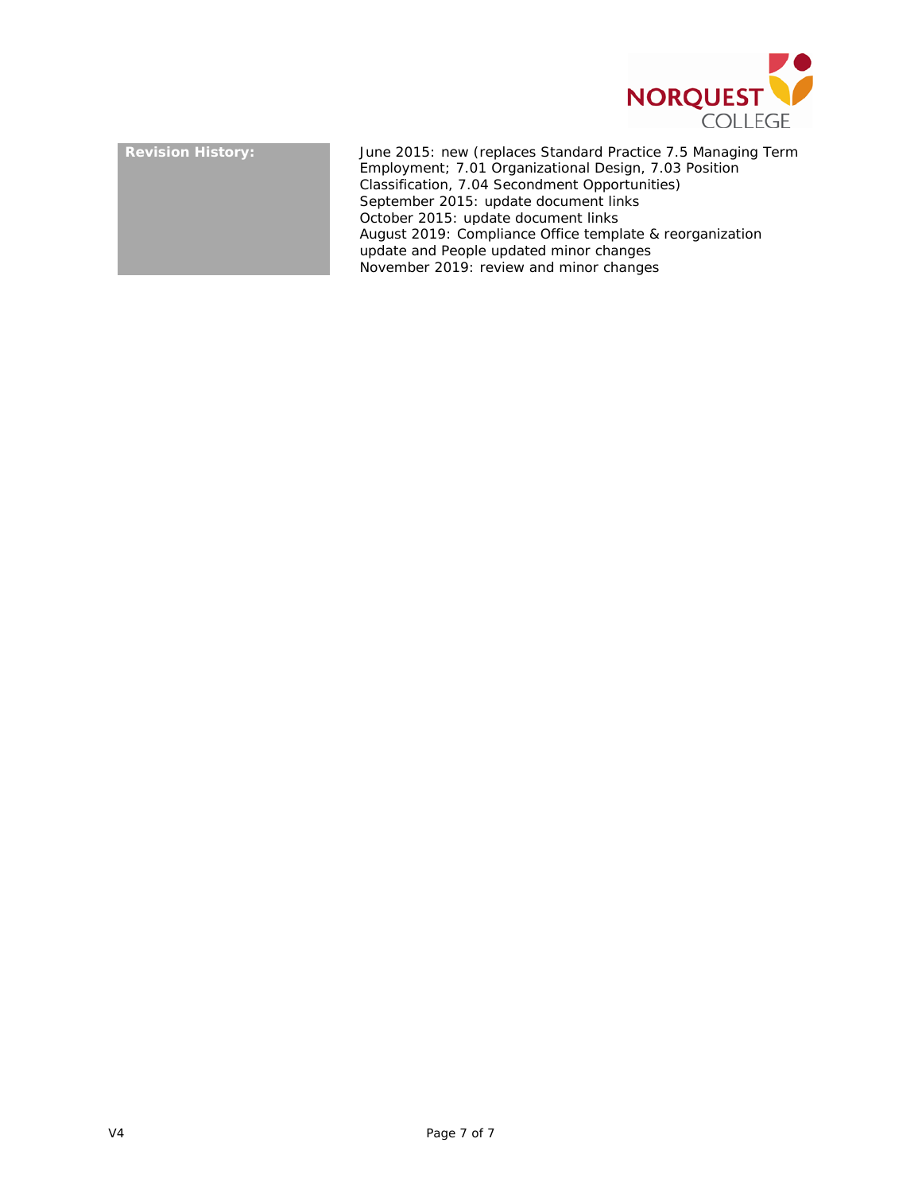| | |
|---|---|
| **Revision History:** | June 2015: new (replaces Standard Practice 7.5 Managing Term Employment; 7.01 Organizational Design, 7.03 Position Classification, 7.04 Secondment Opportunities)<br>September 2015: update document links<br>October 2015: update document links<br>August 2019: Compliance Office template & reorganization update and People updated minor changes<br>November 2019: review and minor changes |